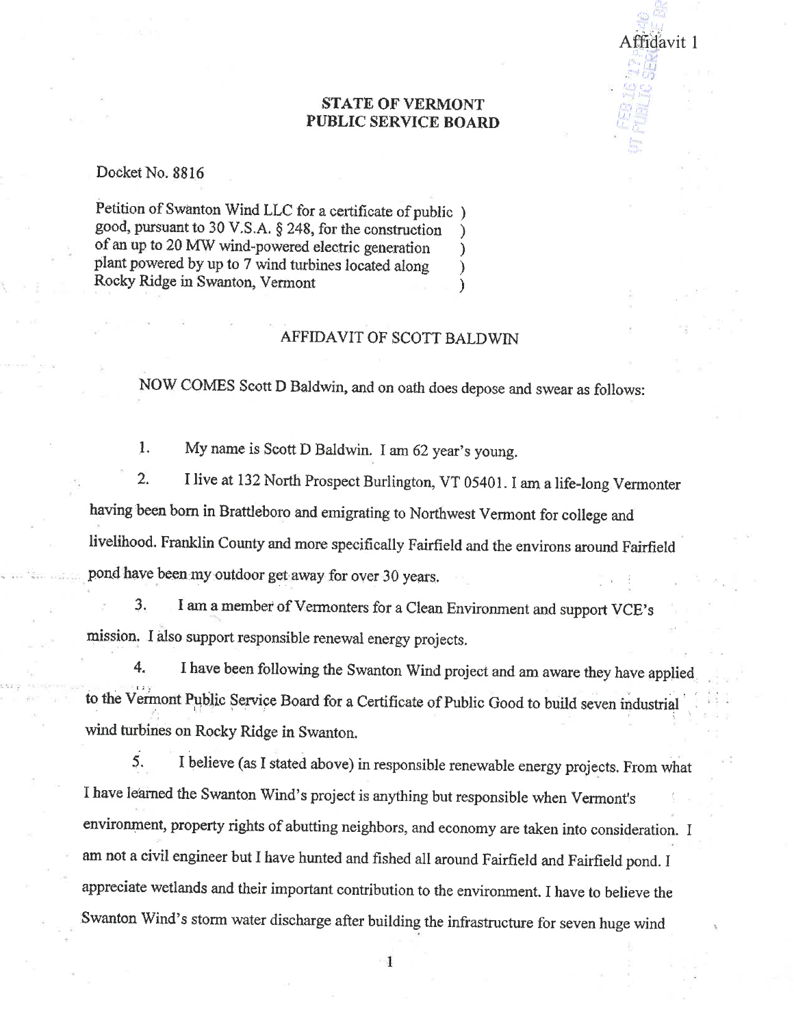Affidavit 1

**STATE OF VERMONT**
**PUBLIC SERVICE BOARD**

Docket No. 8816

Petition of Swanton Wind LLC for a certificate of public good, pursuant to 30 V.S.A. § 248, for the construction of an up to 20 MW wind-powered electric generation plant powered by up to 7 wind turbines located along Rocky Ridge in Swanton, Vermont

AFFIDAVIT OF SCOTT BALDWIN

NOW COMES Scott D Baldwin, and on oath does depose and swear as follows:

1. My name is Scott D Baldwin. I am 62 year's young.

2. I live at 132 North Prospect Burlington, VT 05401. I am a life-long Vermonter having been born in Brattleboro and emigrating to Northwest Vermont for college and livelihood. Franklin County and more specifically Fairfield and the environs around Fairfield pond have been my outdoor get away for over 30 years.

3. I am a member of Vermonters for a Clean Environment and support VCE's mission. I also support responsible renewal energy projects.

4. I have been following the Swanton Wind project and am aware they have applied to the Vermont Public Service Board for a Certificate of Public Good to build seven industrial wind turbines on Rocky Ridge in Swanton.

5. I believe (as I stated above) in responsible renewable energy projects. From what I have learned the Swanton Wind's project is anything but responsible when Vermont's environment, property rights of abutting neighbors, and economy are taken into consideration. I am not a civil engineer but I have hunted and fished all around Fairfield and Fairfield pond. I appreciate wetlands and their important contribution to the environment. I have to believe the Swanton Wind's storm water discharge after building the infrastructure for seven huge wind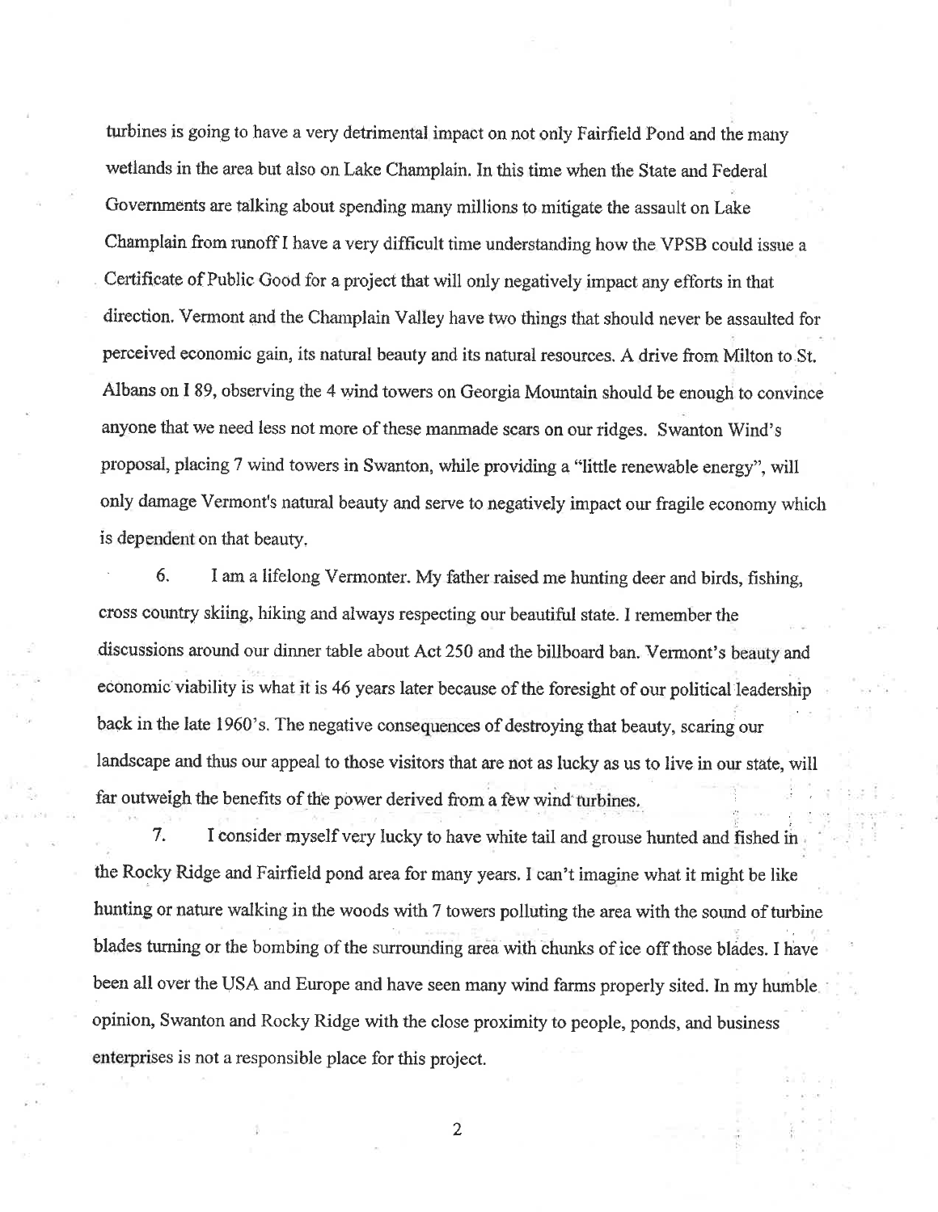turbines is going to have a very detrimental impact on not only Fairfield Pond and the many wetlands in the area but also on Lake Champlain. In this time when the State and Federal Governments are talking about spending many millions to mitigate the assault on Lake Champlain from runoff I have a very difficult time understanding how the VPSB could issue a Certificate of Public Good for a project that will only negatively impact any efforts in that direction. Vermont and the Champlain Valley have two things that should never be assaulted for perceived economic gain, its natural beauty and its natural resources. A drive from Milton to St. Albans on I 89, observing the 4 wind towers on Georgia Mountain should be enough to convince anyone that we need less not more of these manmade scars on our ridges. Swanton Wind's proposal, placing 7 wind towers in Swanton, while providing a "little renewable energy", will only damage Vermont's natural beauty and serve to negatively impact our fragile economy which is dependent on that beauty.

6. I am a lifelong Vermonter. My father raised me hunting deer and birds, fishing, cross country skiing, hiking and always respecting our beautiful state. I remember the discussions around our dinner table about Act 250 and the billboard ban. Vermont's beauty and economic viability is what it is 46 years later because of the foresight of our political leadership back in the late 1960's. The negative consequences of destroying that beauty, scaring our landscape and thus our appeal to those visitors that are not as lucky as us to live in our state, will far outweigh the benefits of the power derived from a few wind turbines.

7. I consider myself very lucky to have white tail and grouse hunted and fished in the Rocky Ridge and Fairfield pond area for many years. I can't imagine what it might be like hunting or nature walking in the woods with 7 towers polluting the area with the sound of turbine blades turning or the bombing of the surrounding area with chunks of ice off those blades. I have been all over the USA and Europe and have seen many wind farms properly sited. In my humble opinion, Swanton and Rocky Ridge with the close proximity to people, ponds, and business enterprises is not a responsible place for this project.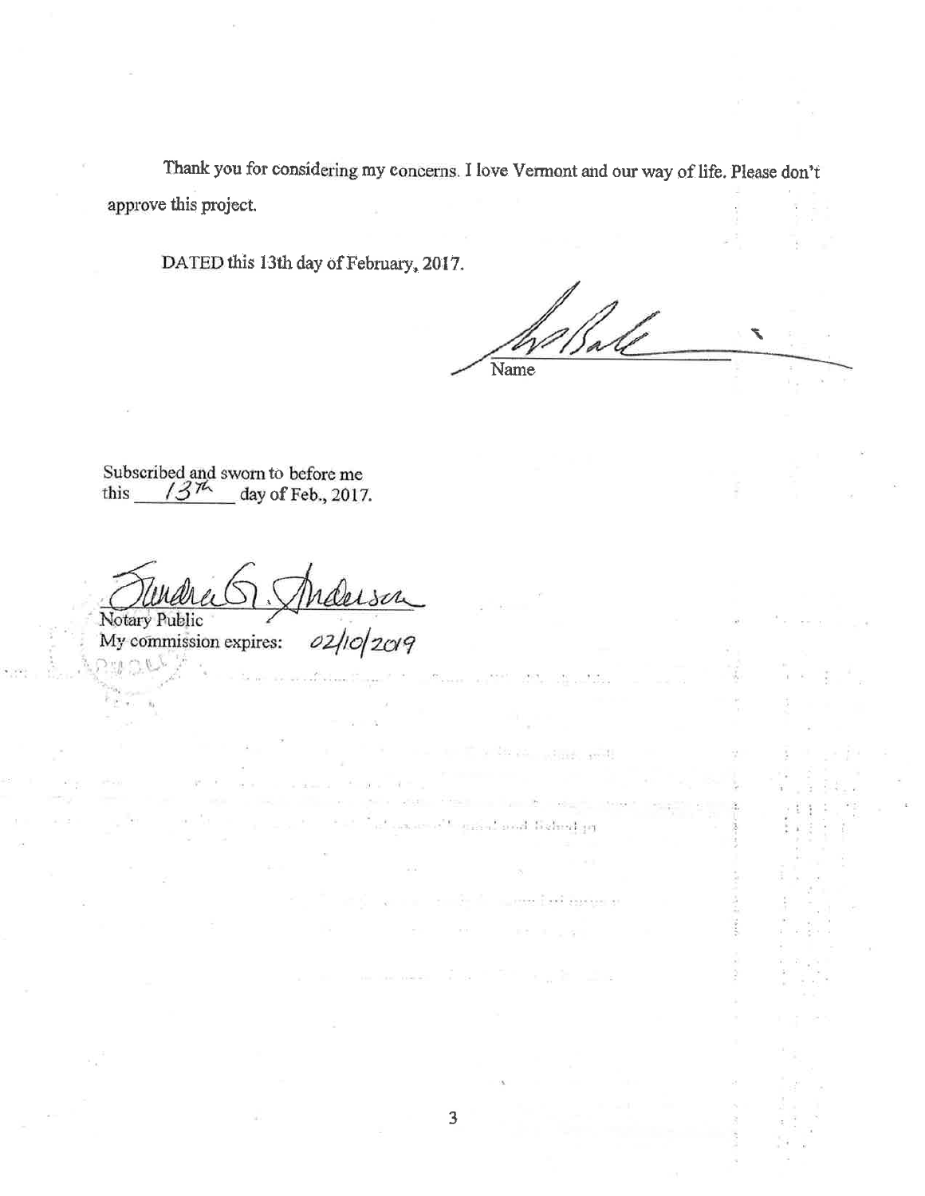Thank you for considering my concerns. I love Vermont and our way of life. Please don't approve this project.

DATED this 13th day of February, 2017.

Name

Subscribed and sworn to before me
this 13th day of Feb., 2017.

Notary Public
My commission expires: 02/10/2019